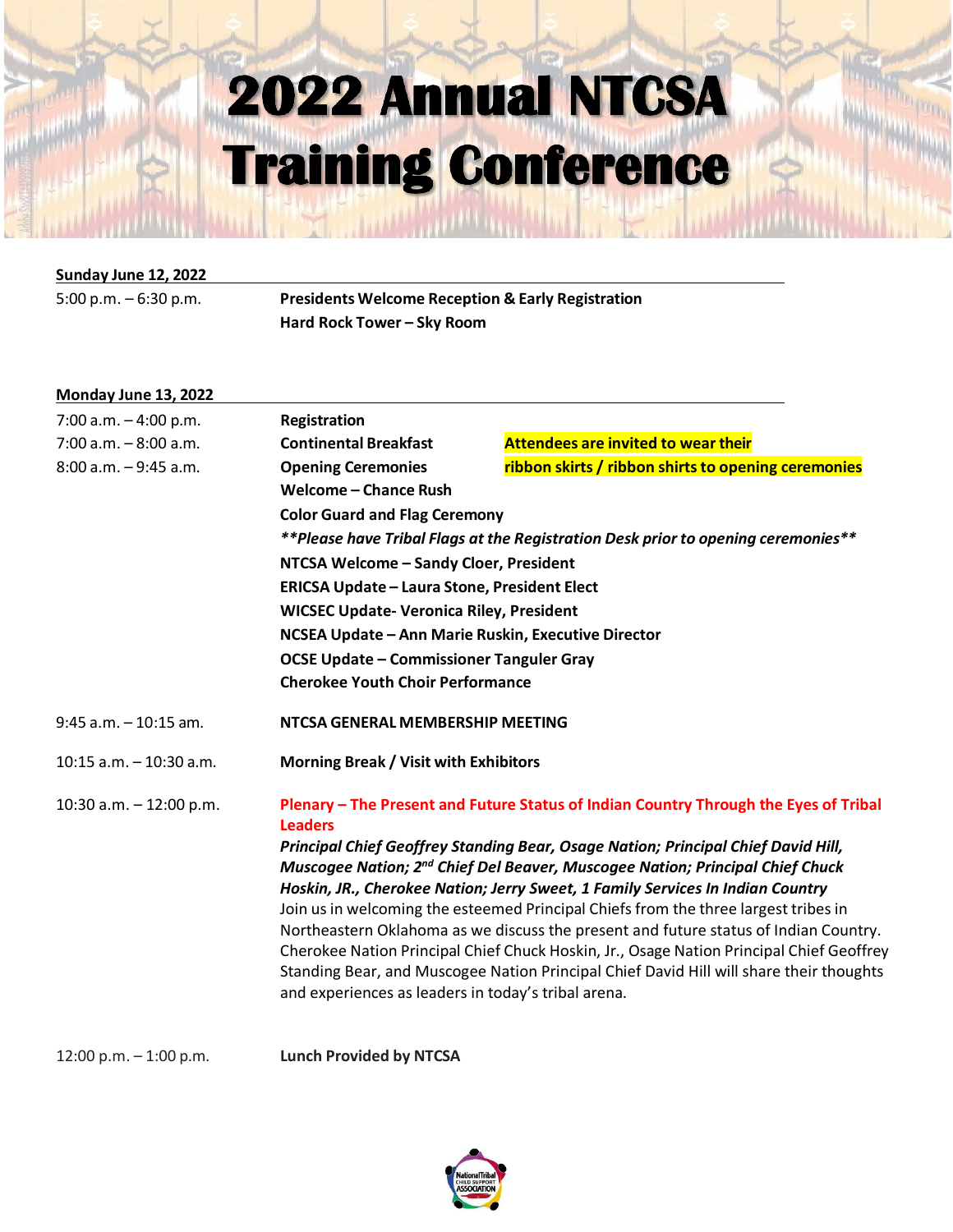# 2022 Annual NTCSA Training Conference

**Sunday June 12, 2022**

| | |
|---|---|
| 5:00 p.m. – 6:30 p.m. | **Presidents Welcome Reception & Early Registration**<br>**Hard Rock Tower – Sky Room** |

**Monday June 13, 2022**

| | |
|---|---|
| 7:00 a.m. – 4:00 p.m. | **Registration** |
| 7:00 a.m. – 8:00 a.m. | **Continental Breakfast** — **Attendees are invited to wear their ribbon skirts / ribbon shirts to opening ceremonies** |
| 8:00 a.m. – 9:45 a.m. | **Opening Ceremonies**<br>**Welcome – Chance Rush**<br>**Color Guard and Flag Ceremony**<br>***\*\*Please have Tribal Flags at the Registration Desk prior to opening ceremonies\*\****<br>**NTCSA Welcome – Sandy Cloer, President**<br>**ERICSA Update – Laura Stone, President Elect**<br>**WICSEC Update- Veronica Riley, President**<br>**NCSEA Update – Ann Marie Ruskin, Executive Director**<br>**OCSE Update – Commissioner Tanguler Gray**<br>**Cherokee Youth Choir Performance** |
| 9:45 a.m. – 10:15 am. | **NTCSA GENERAL MEMBERSHIP MEETING** |
| 10:15 a.m. – 10:30 a.m. | **Morning Break / Visit with Exhibitors** |
| 10:30 a.m. – 12:00 p.m. | **Plenary – The Present and Future Status of Indian Country Through the Eyes of Tribal Leaders**<br>***Principal Chief Geoffrey Standing Bear, Osage Nation; Principal Chief David Hill, Muscogee Nation; 2nd Chief Del Beaver, Muscogee Nation; Principal Chief Chuck Hoskin, JR., Cherokee Nation; Jerry Sweet, 1 Family Services In Indian Country***<br>Join us in welcoming the esteemed Principal Chiefs from the three largest tribes in Northeastern Oklahoma as we discuss the present and future status of Indian Country. Cherokee Nation Principal Chief Chuck Hoskin, Jr., Osage Nation Principal Chief Geoffrey Standing Bear, and Muscogee Nation Principal Chief David Hill will share their thoughts and experiences as leaders in today's tribal arena. |
| 12:00 p.m. – 1:00 p.m. | **Lunch Provided by NTCSA** |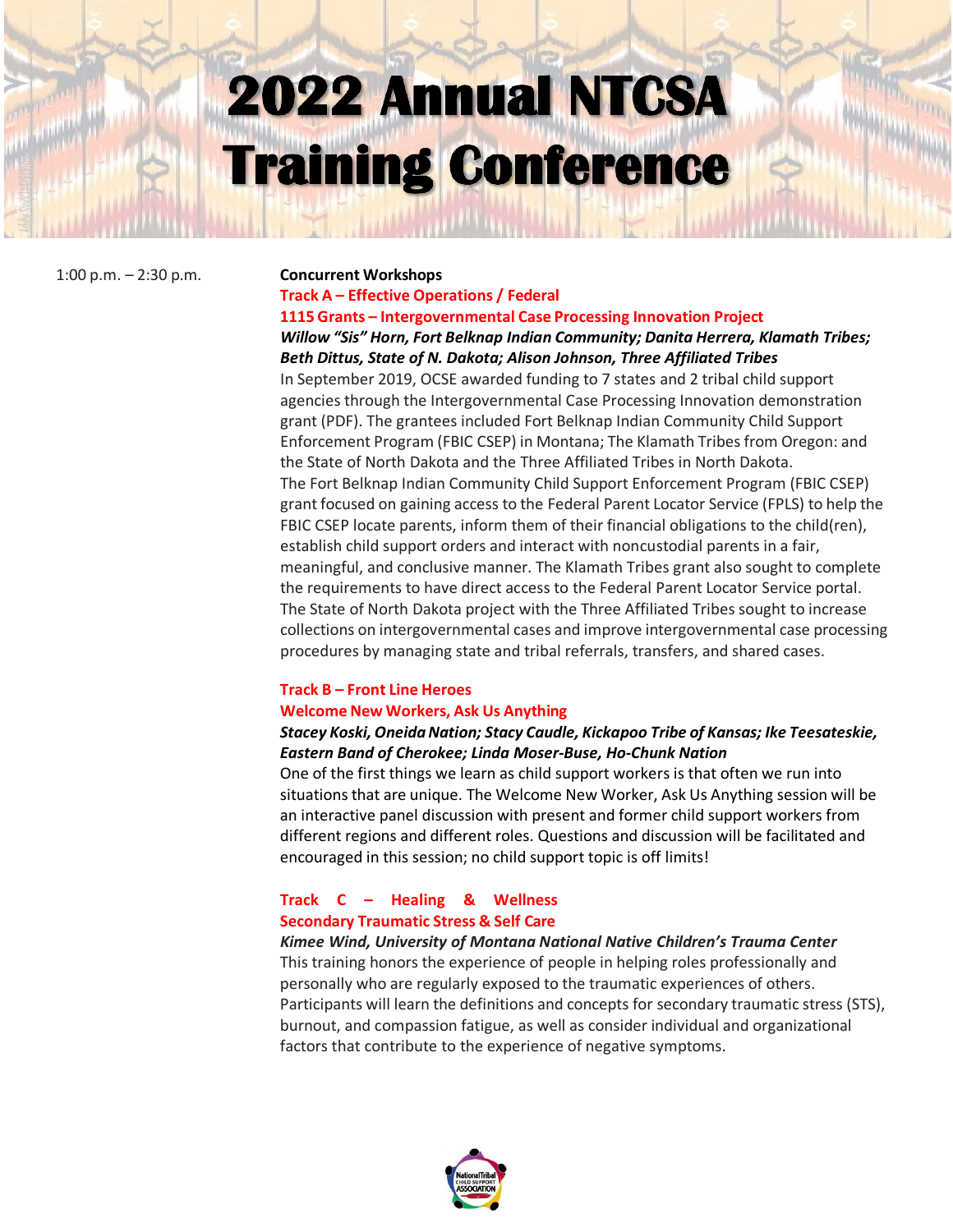# 2022 Annual NTCSA Training Conference

1:00 p.m. – 2:30 p.m. **Concurrent Workshops**

**Track A – Effective Operations / Federal**

**1115 Grants – Intergovernmental Case Processing Innovation Project**

***Willow "Sis" Horn, Fort Belknap Indian Community; Danita Herrera, Klamath Tribes; Beth Dittus, State of N. Dakota; Alison Johnson, Three Affiliated Tribes***

In September 2019, OCSE awarded funding to 7 states and 2 tribal child support agencies through the Intergovernmental Case Processing Innovation demonstration grant (PDF). The grantees included Fort Belknap Indian Community Child Support Enforcement Program (FBIC CSEP) in Montana; The Klamath Tribes from Oregon: and the State of North Dakota and the Three Affiliated Tribes in North Dakota.

The Fort Belknap Indian Community Child Support Enforcement Program (FBIC CSEP) grant focused on gaining access to the Federal Parent Locator Service (FPLS) to help the FBIC CSEP locate parents, inform them of their financial obligations to the child(ren), establish child support orders and interact with noncustodial parents in a fair, meaningful, and conclusive manner. The Klamath Tribes grant also sought to complete the requirements to have direct access to the Federal Parent Locator Service portal. The State of North Dakota project with the Three Affiliated Tribes sought to increase collections on intergovernmental cases and improve intergovernmental case processing procedures by managing state and tribal referrals, transfers, and shared cases.

**Track B – Front Line Heroes**

**Welcome New Workers, Ask Us Anything**

***Stacey Koski, Oneida Nation; Stacy Caudle, Kickapoo Tribe of Kansas; Ike Teesateskie, Eastern Band of Cherokee; Linda Moser-Buse, Ho-Chunk Nation***

One of the first things we learn as child support workers is that often we run into situations that are unique. The Welcome New Worker, Ask Us Anything session will be an interactive panel discussion with present and former child support workers from different regions and different roles. Questions and discussion will be facilitated and encouraged in this session; no child support topic is off limits!

**Track C – Healing & Wellness**

**Secondary Traumatic Stress & Self Care**

***Kimee Wind, University of Montana National Native Children's Trauma Center***

This training honors the experience of people in helping roles professionally and personally who are regularly exposed to the traumatic experiences of others. Participants will learn the definitions and concepts for secondary traumatic stress (STS), burnout, and compassion fatigue, as well as consider individual and organizational factors that contribute to the experience of negative symptoms.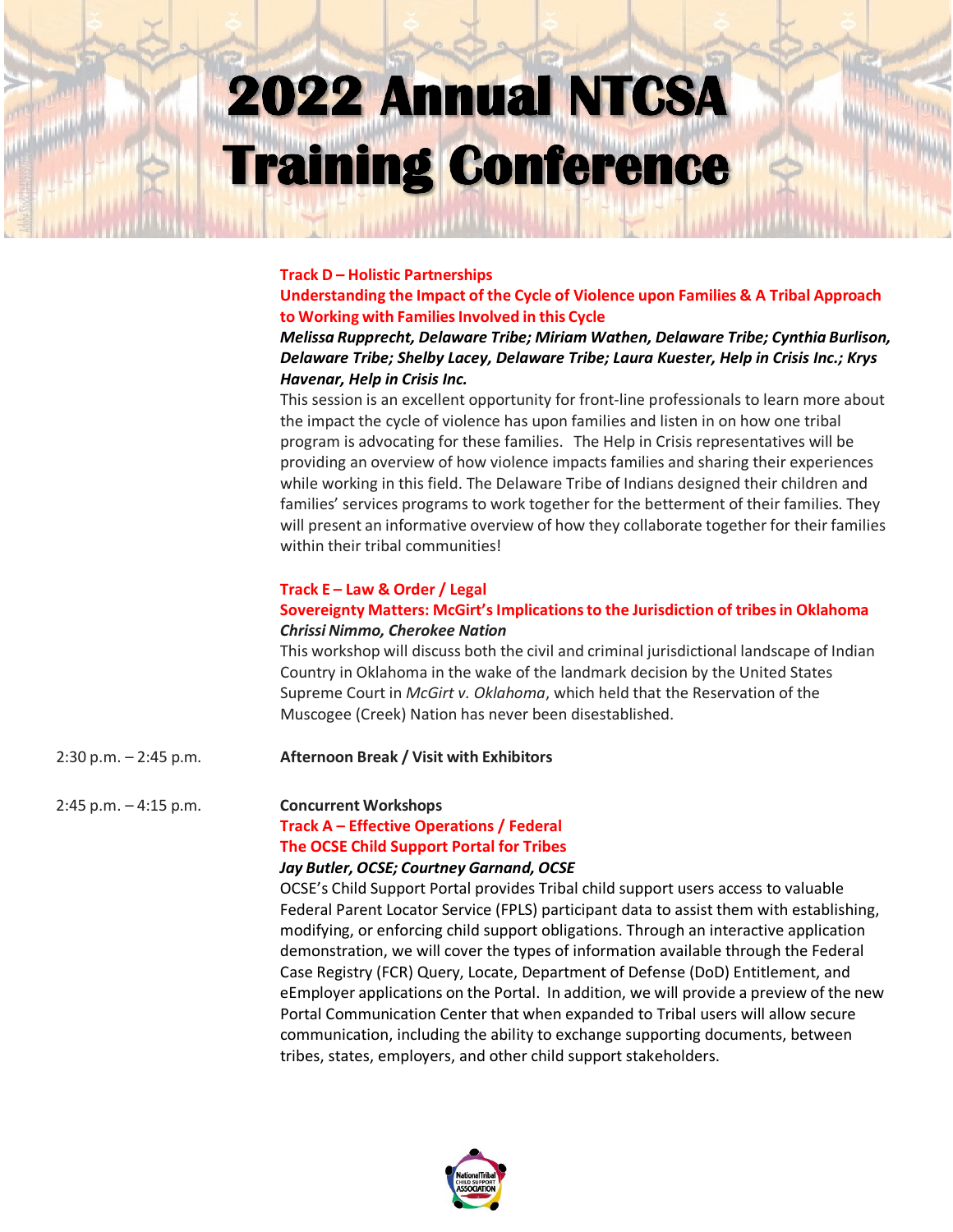# 2022 Annual NTCSA Training Conference

**Track D – Holistic Partnerships**

**Understanding the Impact of the Cycle of Violence upon Families & A Tribal Approach to Working with Families Involved in this Cycle**

***Melissa Rupprecht, Delaware Tribe; Miriam Wathen, Delaware Tribe; Cynthia Burlison, Delaware Tribe; Shelby Lacey, Delaware Tribe; Laura Kuester, Help in Crisis Inc.; Krys Havenar, Help in Crisis Inc.***

This session is an excellent opportunity for front-line professionals to learn more about the impact the cycle of violence has upon families and listen in on how one tribal program is advocating for these families. The Help in Crisis representatives will be providing an overview of how violence impacts families and sharing their experiences while working in this field. The Delaware Tribe of Indians designed their children and families' services programs to work together for the betterment of their families. They will present an informative overview of how they collaborate together for their families within their tribal communities!

**Track E – Law & Order / Legal**

**Sovereignty Matters: McGirt's Implications to the Jurisdiction of tribes in Oklahoma**

***Chrissi Nimmo, Cherokee Nation***

This workshop will discuss both the civil and criminal jurisdictional landscape of Indian Country in Oklahoma in the wake of the landmark decision by the United States Supreme Court in *McGirt v. Oklahoma*, which held that the Reservation of the Muscogee (Creek) Nation has never been disestablished.

2:30 p.m. – 2:45 p.m. **Afternoon Break / Visit with Exhibitors**

2:45 p.m. – 4:15 p.m. **Concurrent Workshops**

**Track A – Effective Operations / Federal**

**The OCSE Child Support Portal for Tribes**

***Jay Butler, OCSE; Courtney Garnand, OCSE***

OCSE's Child Support Portal provides Tribal child support users access to valuable Federal Parent Locator Service (FPLS) participant data to assist them with establishing, modifying, or enforcing child support obligations. Through an interactive application demonstration, we will cover the types of information available through the Federal Case Registry (FCR) Query, Locate, Department of Defense (DoD) Entitlement, and eEmployer applications on the Portal. In addition, we will provide a preview of the new Portal Communication Center that when expanded to Tribal users will allow secure communication, including the ability to exchange supporting documents, between tribes, states, employers, and other child support stakeholders.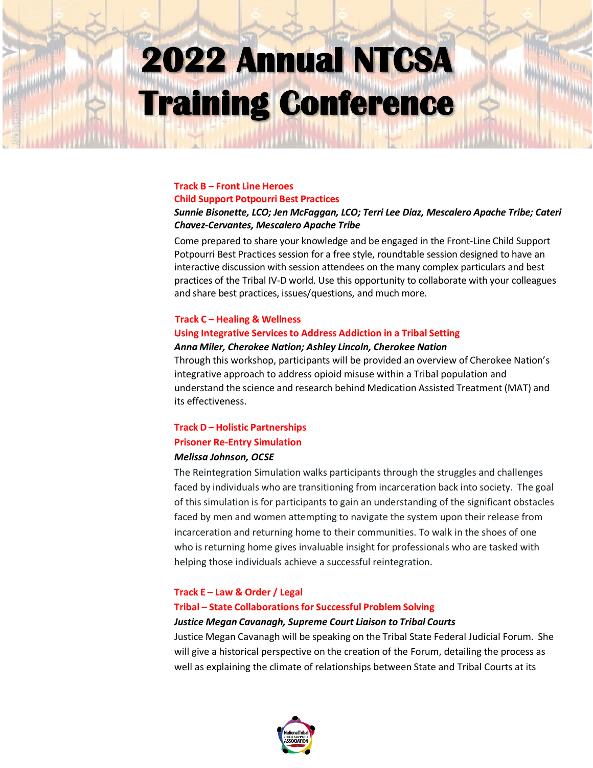# 2022 Annual NTCSA Training Conference

**Track B – Front Line Heroes**
**Child Support Potpourri Best Practices**
***Sunnie Bisonette, LCO; Jen McFaggan, LCO; Terri Lee Diaz, Mescalero Apache Tribe; Cateri Chavez-Cervantes, Mescalero Apache Tribe***

Come prepared to share your knowledge and be engaged in the Front-Line Child Support Potpourri Best Practices session for a free style, roundtable session designed to have an interactive discussion with session attendees on the many complex particulars and best practices of the Tribal IV-D world. Use this opportunity to collaborate with your colleagues and share best practices, issues/questions, and much more.

**Track C – Healing & Wellness**
**Using Integrative Services to Address Addiction in a Tribal Setting**
***Anna Miler, Cherokee Nation; Ashley Lincoln, Cherokee Nation***

Through this workshop, participants will be provided an overview of Cherokee Nation's integrative approach to address opioid misuse within a Tribal population and understand the science and research behind Medication Assisted Treatment (MAT) and its effectiveness.

**Track D – Holistic Partnerships**
**Prisoner Re-Entry Simulation**
***Melissa Johnson, OCSE***

The Reintegration Simulation walks participants through the struggles and challenges faced by individuals who are transitioning from incarceration back into society. The goal of this simulation is for participants to gain an understanding of the significant obstacles faced by men and women attempting to navigate the system upon their release from incarceration and returning home to their communities. To walk in the shoes of one who is returning home gives invaluable insight for professionals who are tasked with helping those individuals achieve a successful reintegration.

**Track E – Law & Order / Legal**
**Tribal – State Collaborations for Successful Problem Solving**
***Justice Megan Cavanagh, Supreme Court Liaison to Tribal Courts***

Justice Megan Cavanagh will be speaking on the Tribal State Federal Judicial Forum. She will give a historical perspective on the creation of the Forum, detailing the process as well as explaining the climate of relationships between State and Tribal Courts at its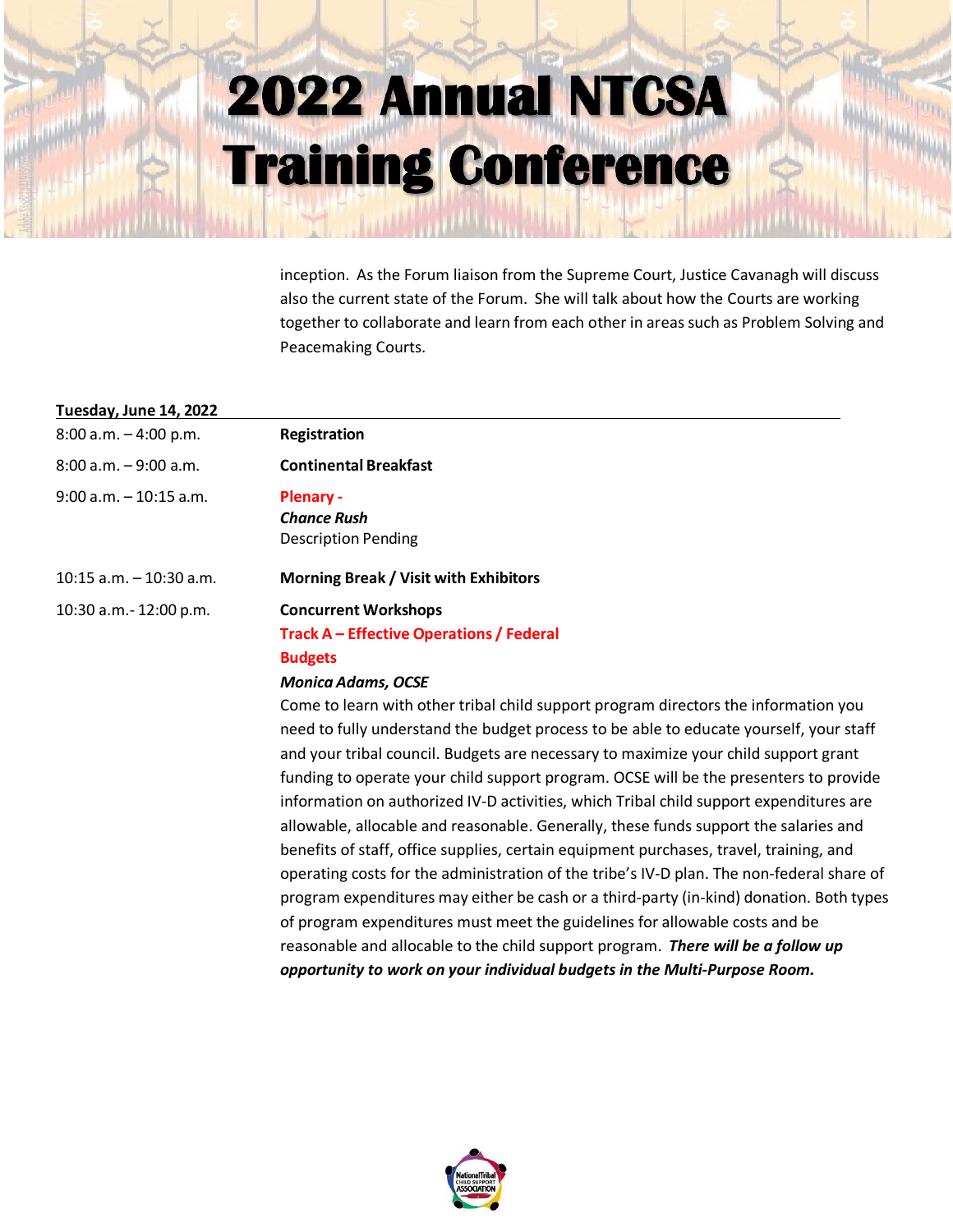inception. As the Forum liaison from the Supreme Court, Justice Cavanagh will discuss also the current state of the Forum. She will talk about how the Courts are working together to collaborate and learn from each other in areas such as Problem Solving and Peacemaking Courts.

**Tuesday, June 14, 2022**

| | |
|---|---|
| 8:00 a.m. – 4:00 p.m. | **Registration** |
| 8:00 a.m. – 9:00 a.m. | **Continental Breakfast** |
| 9:00 a.m. – 10:15 a.m. | **Plenary -**<br>***Chance Rush***<br>Description Pending |
| 10:15 a.m. – 10:30 a.m. | **Morning Break / Visit with Exhibitors** |
| 10:30 a.m.- 12:00 p.m. | **Concurrent Workshops**<br>**Track A – Effective Operations / Federal Budgets**<br>***Monica Adams, OCSE***<br>Come to learn with other tribal child support program directors the information you need to fully understand the budget process to be able to educate yourself, your staff and your tribal council. Budgets are necessary to maximize your child support grant funding to operate your child support program. OCSE will be the presenters to provide information on authorized IV-D activities, which Tribal child support expenditures are allowable, allocable and reasonable. Generally, these funds support the salaries and benefits of staff, office supplies, certain equipment purchases, travel, training, and operating costs for the administration of the tribe's IV-D plan. The non-federal share of program expenditures may either be cash or a third-party (in-kind) donation. Both types of program expenditures must meet the guidelines for allowable costs and be reasonable and allocable to the child support program. ***There will be a follow up opportunity to work on your individual budgets in the Multi-Purpose Room.*** |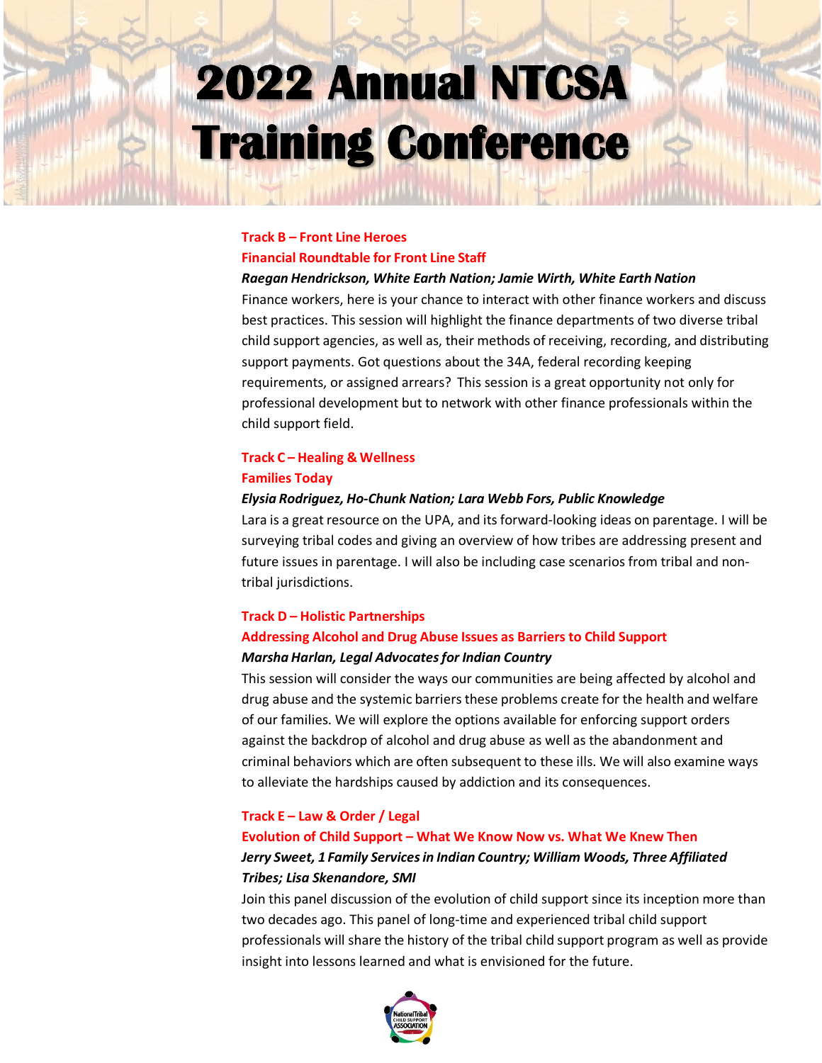# 2022 Annual NTCSA Training Conference

### Track B – Front Line Heroes

### Financial Roundtable for Front Line Staff

***Raegan Hendrickson, White Earth Nation; Jamie Wirth, White Earth Nation***

Finance workers, here is your chance to interact with other finance workers and discuss best practices. This session will highlight the finance departments of two diverse tribal child support agencies, as well as, their methods of receiving, recording, and distributing support payments. Got questions about the 34A, federal recording keeping requirements, or assigned arrears? This session is a great opportunity not only for professional development but to network with other finance professionals within the child support field.

### Track C – Healing & Wellness

### Families Today

***Elysia Rodriguez, Ho-Chunk Nation; Lara Webb Fors, Public Knowledge***

Lara is a great resource on the UPA, and its forward-looking ideas on parentage. I will be surveying tribal codes and giving an overview of how tribes are addressing present and future issues in parentage. I will also be including case scenarios from tribal and non-tribal jurisdictions.

### Track D – Holistic Partnerships

### Addressing Alcohol and Drug Abuse Issues as Barriers to Child Support

***Marsha Harlan, Legal Advocates for Indian Country***

This session will consider the ways our communities are being affected by alcohol and drug abuse and the systemic barriers these problems create for the health and welfare of our families. We will explore the options available for enforcing support orders against the backdrop of alcohol and drug abuse as well as the abandonment and criminal behaviors which are often subsequent to these ills. We will also examine ways to alleviate the hardships caused by addiction and its consequences.

### Track E – Law & Order / Legal

### Evolution of Child Support – What We Know Now vs. What We Knew Then

***Jerry Sweet, 1 Family Services in Indian Country; William Woods, Three Affiliated Tribes; Lisa Skenandore, SMI***

Join this panel discussion of the evolution of child support since its inception more than two decades ago. This panel of long-time and experienced tribal child support professionals will share the history of the tribal child support program as well as provide insight into lessons learned and what is envisioned for the future.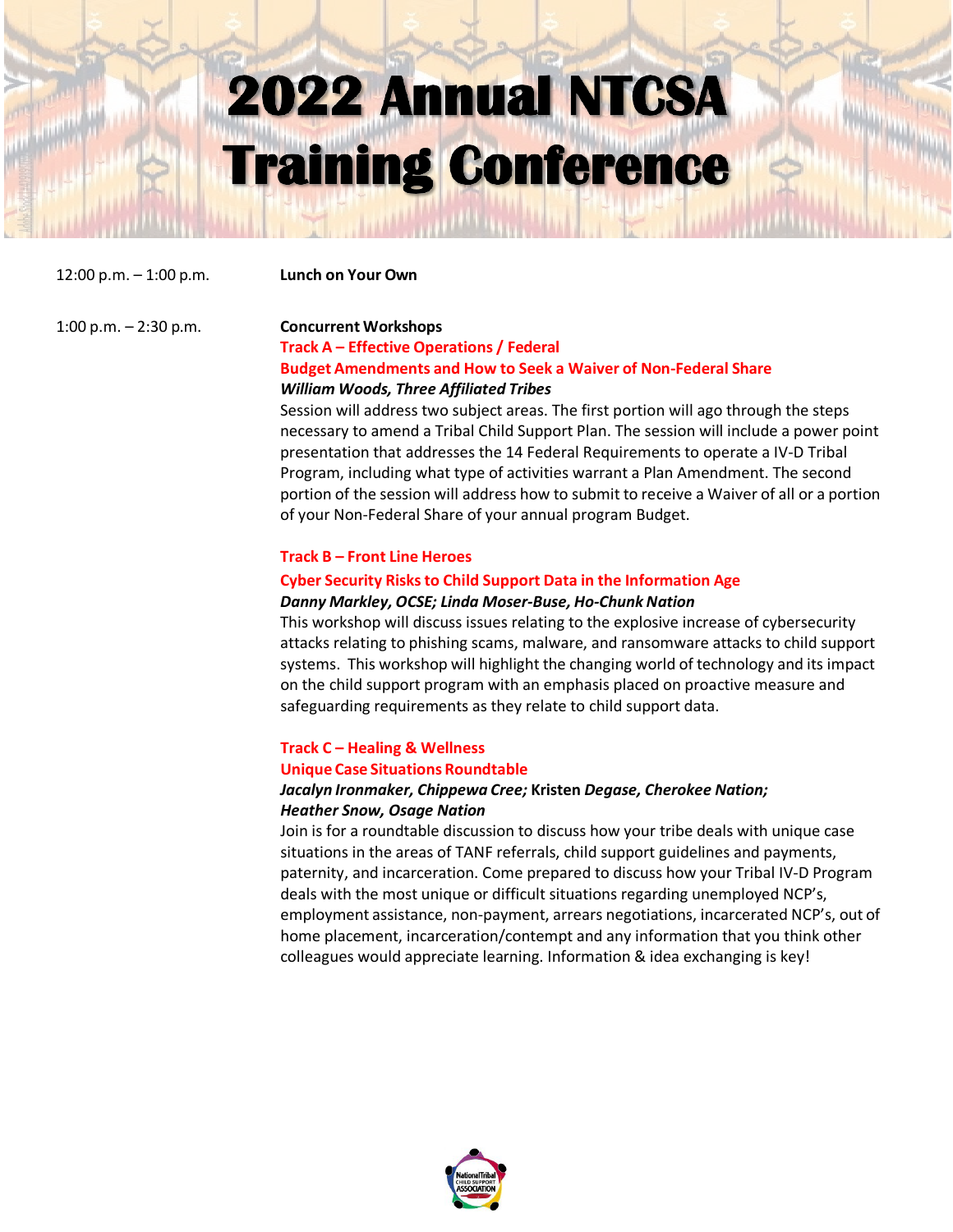# 2022 Annual NTCSA Training Conference

12:00 p.m. – 1:00 p.m. **Lunch on Your Own**

1:00 p.m. – 2:30 p.m. **Concurrent Workshops**

**Track A – Effective Operations / Federal**

**Budget Amendments and How to Seek a Waiver of Non-Federal Share**

***William Woods, Three Affiliated Tribes***

Session will address two subject areas. The first portion will ago through the steps necessary to amend a Tribal Child Support Plan. The session will include a power point presentation that addresses the 14 Federal Requirements to operate a IV-D Tribal Program, including what type of activities warrant a Plan Amendment. The second portion of the session will address how to submit to receive a Waiver of all or a portion of your Non-Federal Share of your annual program Budget.

**Track B – Front Line Heroes**

**Cyber Security Risks to Child Support Data in the Information Age**

***Danny Markley, OCSE; Linda Moser-Buse, Ho-Chunk Nation***

This workshop will discuss issues relating to the explosive increase of cybersecurity attacks relating to phishing scams, malware, and ransomware attacks to child support systems. This workshop will highlight the changing world of technology and its impact on the child support program with an emphasis placed on proactive measure and safeguarding requirements as they relate to child support data.

**Track C – Healing & Wellness**

**Unique Case Situations Roundtable**

***Jacalyn Ironmaker, Chippewa Cree;* Kristen *Degase, Cherokee Nation; Heather Snow, Osage Nation***

Join is for a roundtable discussion to discuss how your tribe deals with unique case situations in the areas of TANF referrals, child support guidelines and payments, paternity, and incarceration. Come prepared to discuss how your Tribal IV-D Program deals with the most unique or difficult situations regarding unemployed NCP's, employment assistance, non-payment, arrears negotiations, incarcerated NCP's, out of home placement, incarceration/contempt and any information that you think other colleagues would appreciate learning. Information & idea exchanging is key!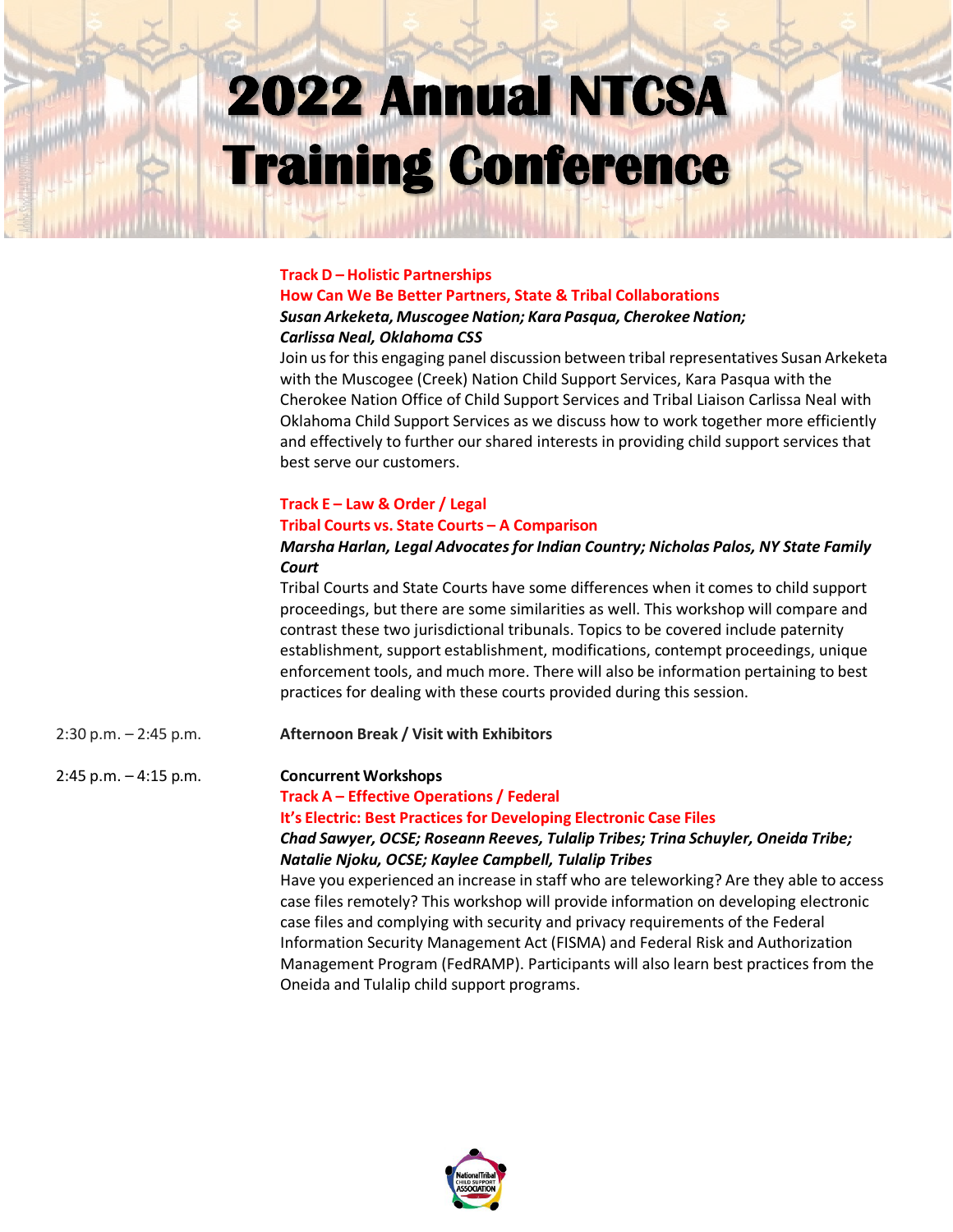# 2022 Annual NTCSA Training Conference

**Track D – Holistic Partnerships**
**How Can We Be Better Partners, State & Tribal Collaborations**
***Susan Arkeketa, Muscogee Nation; Kara Pasqua, Cherokee Nation; Carlissa Neal, Oklahoma CSS***

Join us for this engaging panel discussion between tribal representatives Susan Arkeketa with the Muscogee (Creek) Nation Child Support Services, Kara Pasqua with the Cherokee Nation Office of Child Support Services and Tribal Liaison Carlissa Neal with Oklahoma Child Support Services as we discuss how to work together more efficiently and effectively to further our shared interests in providing child support services that best serve our customers.

**Track E – Law & Order / Legal**
**Tribal Courts vs. State Courts – A Comparison**
***Marsha Harlan, Legal Advocates for Indian Country; Nicholas Palos, NY State Family Court***

Tribal Courts and State Courts have some differences when it comes to child support proceedings, but there are some similarities as well. This workshop will compare and contrast these two jurisdictional tribunals. Topics to be covered include paternity establishment, support establishment, modifications, contempt proceedings, unique enforcement tools, and much more. There will also be information pertaining to best practices for dealing with these courts provided during this session.

2:30 p.m. – 2:45 p.m. **Afternoon Break / Visit with Exhibitors**

2:45 p.m. – 4:15 p.m. **Concurrent Workshops**

**Track A – Effective Operations / Federal**
**It's Electric: Best Practices for Developing Electronic Case Files**
***Chad Sawyer, OCSE; Roseann Reeves, Tulalip Tribes; Trina Schuyler, Oneida Tribe; Natalie Njoku, OCSE; Kaylee Campbell, Tulalip Tribes***

Have you experienced an increase in staff who are teleworking? Are they able to access case files remotely? This workshop will provide information on developing electronic case files and complying with security and privacy requirements of the Federal Information Security Management Act (FISMA) and Federal Risk and Authorization Management Program (FedRAMP). Participants will also learn best practices from the Oneida and Tulalip child support programs.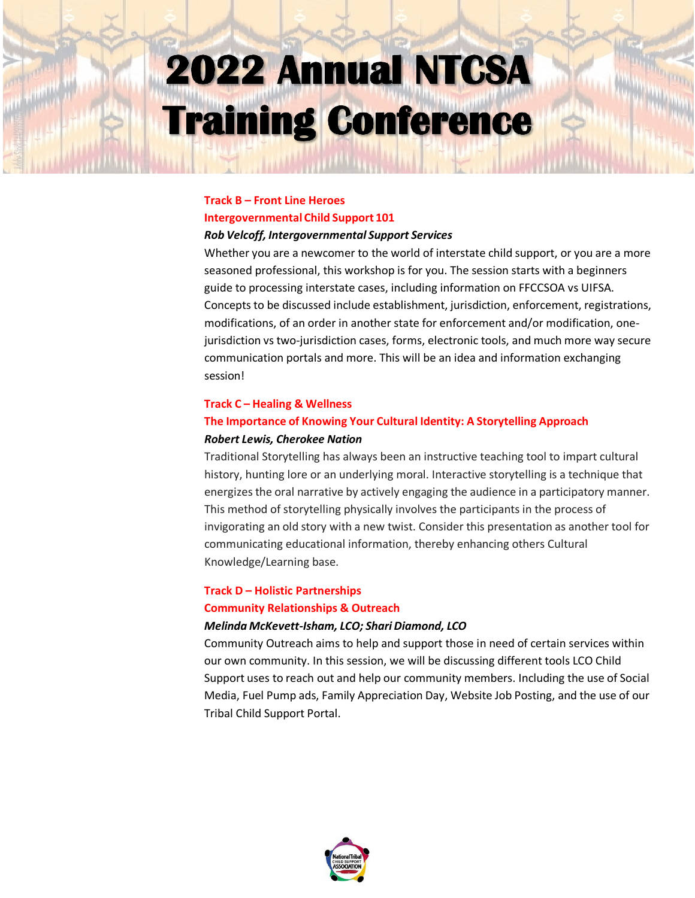# 2022 Annual NTCSA Training Conference

**Track B – Front Line Heroes**

**Intergovernmental Child Support 101**

***Rob Velcoff, Intergovernmental Support Services***

Whether you are a newcomer to the world of interstate child support, or you are a more seasoned professional, this workshop is for you. The session starts with a beginners guide to processing interstate cases, including information on FFCCSOA vs UIFSA. Concepts to be discussed include establishment, jurisdiction, enforcement, registrations, modifications, of an order in another state for enforcement and/or modification, one-jurisdiction vs two-jurisdiction cases, forms, electronic tools, and much more way secure communication portals and more. This will be an idea and information exchanging session!

**Track C – Healing & Wellness**

**The Importance of Knowing Your Cultural Identity: A Storytelling Approach**

***Robert Lewis, Cherokee Nation***

Traditional Storytelling has always been an instructive teaching tool to impart cultural history, hunting lore or an underlying moral. Interactive storytelling is a technique that energizes the oral narrative by actively engaging the audience in a participatory manner. This method of storytelling physically involves the participants in the process of invigorating an old story with a new twist. Consider this presentation as another tool for communicating educational information, thereby enhancing others Cultural Knowledge/Learning base.

**Track D – Holistic Partnerships**

**Community Relationships & Outreach**

***Melinda McKevett-Isham, LCO; Shari Diamond, LCO***

Community Outreach aims to help and support those in need of certain services within our own community. In this session, we will be discussing different tools LCO Child Support uses to reach out and help our community members. Including the use of Social Media, Fuel Pump ads, Family Appreciation Day, Website Job Posting, and the use of our Tribal Child Support Portal.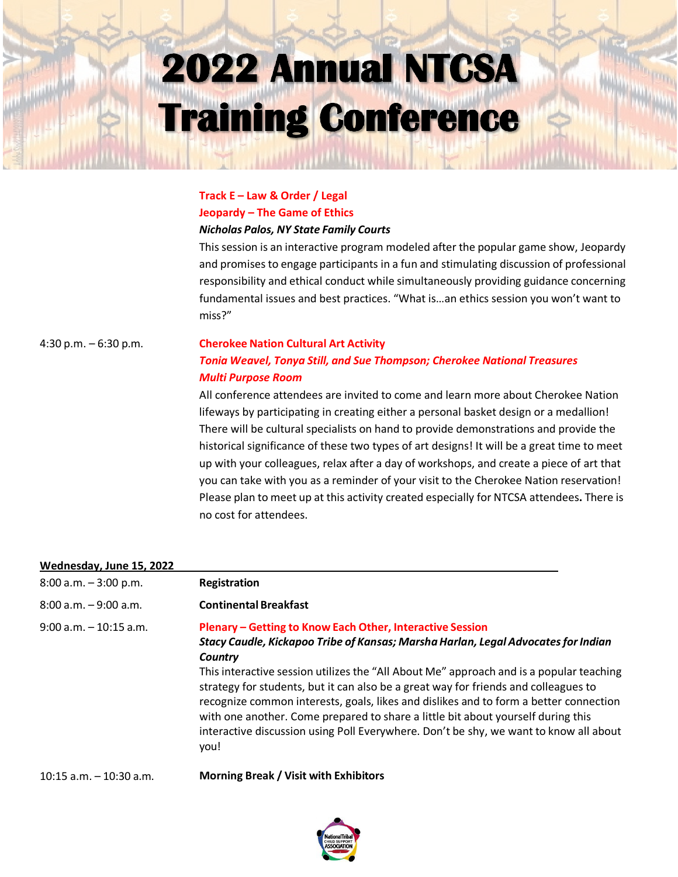# 2022 Annual NTCSA Training Conference

**Track E – Law & Order / Legal**
**Jeopardy – The Game of Ethics**
***Nicholas Palos, NY State Family Courts***
This session is an interactive program modeled after the popular game show, Jeopardy and promises to engage participants in a fun and stimulating discussion of professional responsibility and ethical conduct while simultaneously providing guidance concerning fundamental issues and best practices. "What is…an ethics session you won't want to miss?"

4:30 p.m. – 6:30 p.m. **Cherokee Nation Cultural Art Activity**
***Tonia Weavel, Tonya Still, and Sue Thompson; Cherokee National Treasures***
***Multi Purpose Room***
All conference attendees are invited to come and learn more about Cherokee Nation lifeways by participating in creating either a personal basket design or a medallion! There will be cultural specialists on hand to provide demonstrations and provide the historical significance of these two types of art designs! It will be a great time to meet up with your colleagues, relax after a day of workshops, and create a piece of art that you can take with you as a reminder of your visit to the Cherokee Nation reservation! Please plan to meet up at this activity created especially for NTCSA attendees**.** There is no cost for attendees.

**Wednesday, June 15, 2022**

8:00 a.m. – 3:00 p.m. **Registration**

8:00 a.m. – 9:00 a.m. **Continental Breakfast**

9:00 a.m. – 10:15 a.m. **Plenary – Getting to Know Each Other, Interactive Session**
***Stacy Caudle, Kickapoo Tribe of Kansas; Marsha Harlan, Legal Advocates for Indian Country***
This interactive session utilizes the "All About Me" approach and is a popular teaching strategy for students, but it can also be a great way for friends and colleagues to recognize common interests, goals, likes and dislikes and to form a better connection with one another. Come prepared to share a little bit about yourself during this interactive discussion using Poll Everywhere. Don't be shy, we want to know all about you!

10:15 a.m. – 10:30 a.m. **Morning Break / Visit with Exhibitors**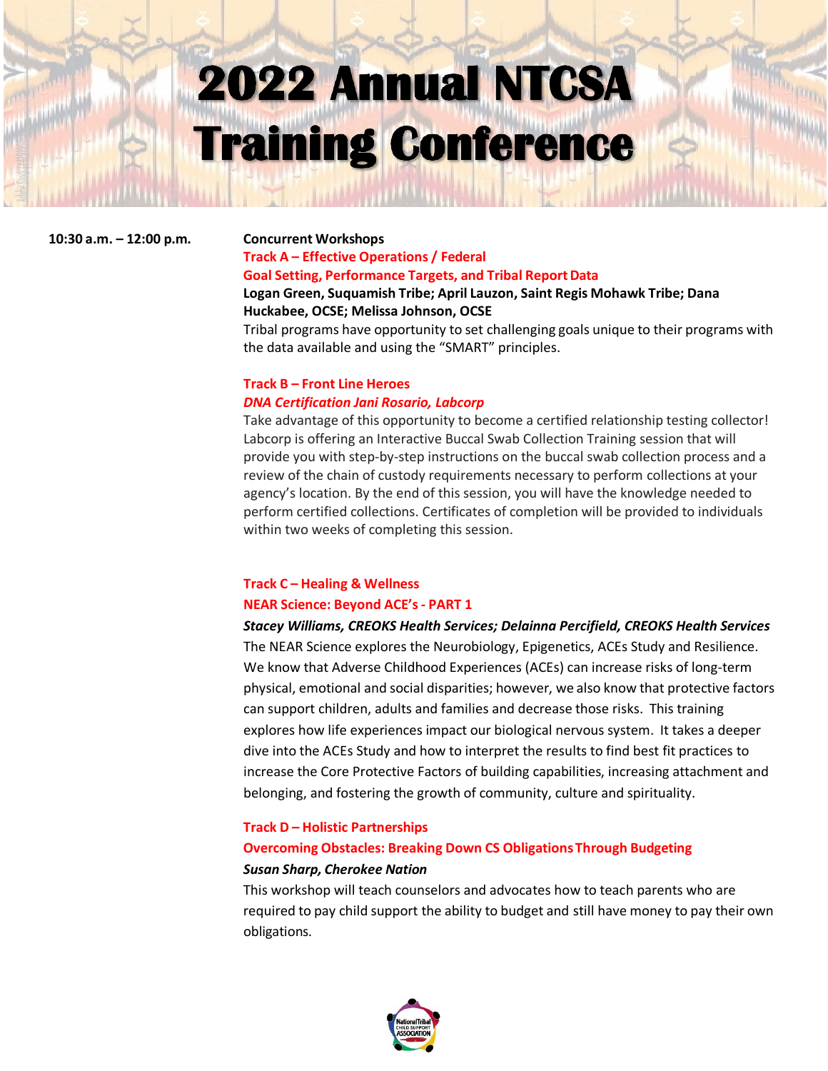# 2022 Annual NTCSA Training Conference

**10:30 a.m. – 12:00 p.m.**

**Concurrent Workshops**

**Track A – Effective Operations / Federal**

**Goal Setting, Performance Targets, and Tribal Report Data**

**Logan Green, Suquamish Tribe; April Lauzon, Saint Regis Mohawk Tribe; Dana Huckabee, OCSE; Melissa Johnson, OCSE**

Tribal programs have opportunity to set challenging goals unique to their programs with the data available and using the "SMART" principles.

**Track B – Front Line Heroes**

***DNA Certification Jani Rosario, Labcorp***

Take advantage of this opportunity to become a certified relationship testing collector! Labcorp is offering an Interactive Buccal Swab Collection Training session that will provide you with step-by-step instructions on the buccal swab collection process and a review of the chain of custody requirements necessary to perform collections at your agency's location. By the end of this session, you will have the knowledge needed to perform certified collections. Certificates of completion will be provided to individuals within two weeks of completing this session.

**Track C – Healing & Wellness**

**NEAR Science: Beyond ACE's - PART 1**

***Stacey Williams, CREOKS Health Services; Delainna Percifield, CREOKS Health Services***

The NEAR Science explores the Neurobiology, Epigenetics, ACEs Study and Resilience. We know that Adverse Childhood Experiences (ACEs) can increase risks of long-term physical, emotional and social disparities; however, we also know that protective factors can support children, adults and families and decrease those risks. This training explores how life experiences impact our biological nervous system. It takes a deeper dive into the ACEs Study and how to interpret the results to find best fit practices to increase the Core Protective Factors of building capabilities, increasing attachment and belonging, and fostering the growth of community, culture and spirituality.

**Track D – Holistic Partnerships**

**Overcoming Obstacles: Breaking Down CS Obligations Through Budgeting**

***Susan Sharp, Cherokee Nation***

This workshop will teach counselors and advocates how to teach parents who are required to pay child support the ability to budget and still have money to pay their own obligations.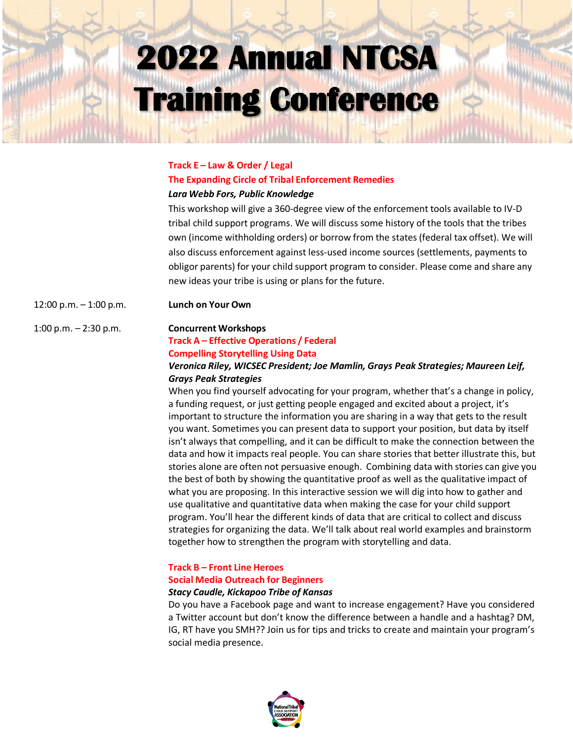**Track E – Law & Order / Legal**

**The Expanding Circle of Tribal Enforcement Remedies**

***Lara Webb Fors, Public Knowledge***

This workshop will give a 360-degree view of the enforcement tools available to IV-D tribal child support programs. We will discuss some history of the tools that the tribes own (income withholding orders) or borrow from the states (federal tax offset). We will also discuss enforcement against less-used income sources (settlements, payments to obligor parents) for your child support program to consider. Please come and share any new ideas your tribe is using or plans for the future.

12:00 p.m. – 1:00 p.m. **Lunch on Your Own**

1:00 p.m. – 2:30 p.m. **Concurrent Workshops**

**Track A – Effective Operations / Federal**

**Compelling Storytelling Using Data**

***Veronica Riley, WICSEC President; Joe Mamlin, Grays Peak Strategies; Maureen Leif, Grays Peak Strategies***

When you find yourself advocating for your program, whether that's a change in policy, a funding request, or just getting people engaged and excited about a project, it's important to structure the information you are sharing in a way that gets to the result you want. Sometimes you can present data to support your position, but data by itself isn't always that compelling, and it can be difficult to make the connection between the data and how it impacts real people. You can share stories that better illustrate this, but stories alone are often not persuasive enough. Combining data with stories can give you the best of both by showing the quantitative proof as well as the qualitative impact of what you are proposing. In this interactive session we will dig into how to gather and use qualitative and quantitative data when making the case for your child support program. You'll hear the different kinds of data that are critical to collect and discuss strategies for organizing the data. We'll talk about real world examples and brainstorm together how to strengthen the program with storytelling and data.

**Track B – Front Line Heroes**

**Social Media Outreach for Beginners**

***Stacy Caudle, Kickapoo Tribe of Kansas***

Do you have a Facebook page and want to increase engagement? Have you considered a Twitter account but don't know the difference between a handle and a hashtag? DM, IG, RT have you SMH?? Join us for tips and tricks to create and maintain your program's social media presence.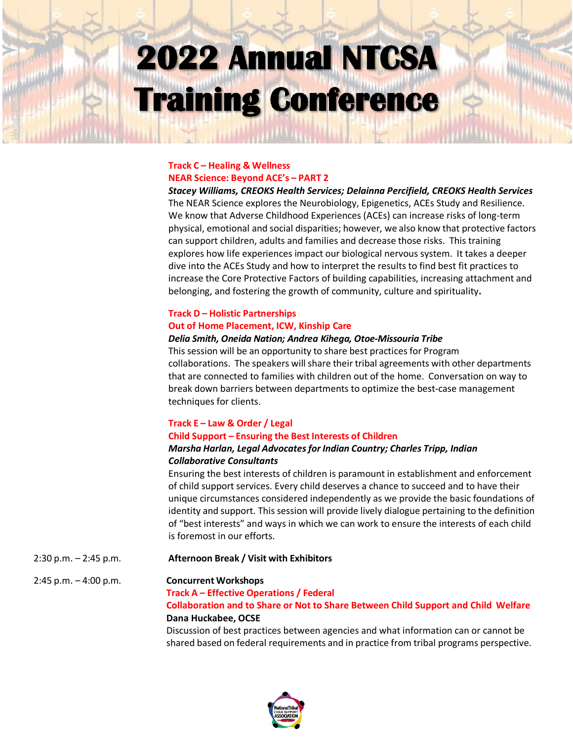# 2022 Annual NTCSA Training Conference

**Track C – Healing & Wellness**
**NEAR Science: Beyond ACE's – PART 2**
***Stacey Williams, CREOKS Health Services; Delainna Percifield, CREOKS Health Services***
The NEAR Science explores the Neurobiology, Epigenetics, ACEs Study and Resilience. We know that Adverse Childhood Experiences (ACEs) can increase risks of long-term physical, emotional and social disparities; however, we also know that protective factors can support children, adults and families and decrease those risks. This training explores how life experiences impact our biological nervous system. It takes a deeper dive into the ACEs Study and how to interpret the results to find best fit practices to increase the Core Protective Factors of building capabilities, increasing attachment and belonging, and fostering the growth of community, culture and spirituality**.**

**Track D – Holistic Partnerships**
**Out of Home Placement, ICW, Kinship Care**
***Delia Smith, Oneida Nation; Andrea Kihega, Otoe-Missouria Tribe***
This session will be an opportunity to share best practices for Program collaborations. The speakers will share their tribal agreements with other departments that are connected to families with children out of the home. Conversation on way to break down barriers between departments to optimize the best-case management techniques for clients.

**Track E – Law & Order / Legal**
**Child Support – Ensuring the Best Interests of Children**
***Marsha Harlan, Legal Advocates for Indian Country; Charles Tripp, Indian Collaborative Consultants***
Ensuring the best interests of children is paramount in establishment and enforcement of child support services. Every child deserves a chance to succeed and to have their unique circumstances considered independently as we provide the basic foundations of identity and support. This session will provide lively dialogue pertaining to the definition of "best interests" and ways in which we can work to ensure the interests of each child is foremost in our efforts.

2:30 p.m. – 2:45 p.m. **Afternoon Break / Visit with Exhibitors**

2:45 p.m. – 4:00 p.m. **Concurrent Workshops**

**Track A – Effective Operations / Federal**
**Collaboration and to Share or Not to Share Between Child Support and Child Welfare**
**Dana Huckabee, OCSE**
Discussion of best practices between agencies and what information can or cannot be shared based on federal requirements and in practice from tribal programs perspective.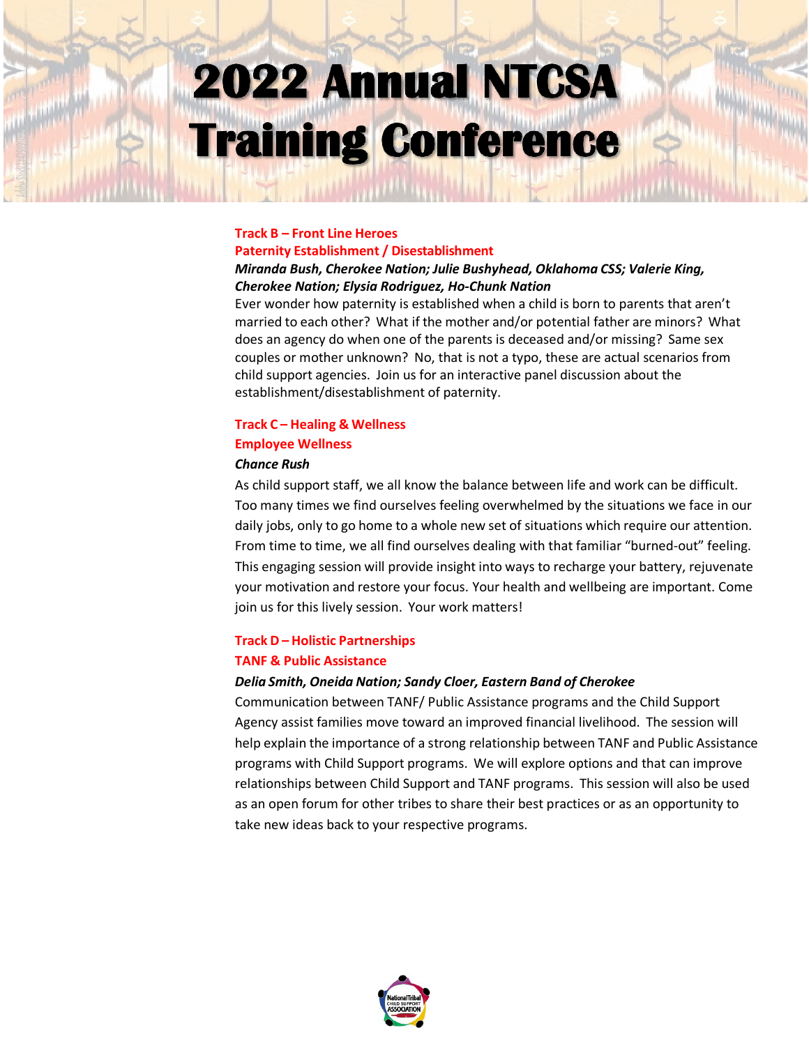# 2022 Annual NTCSA Training Conference

### Track B – Front Line Heroes

### Paternity Establishment / Disestablishment

***Miranda Bush, Cherokee Nation; Julie Bushyhead, Oklahoma CSS; Valerie King, Cherokee Nation; Elysia Rodriguez, Ho-Chunk Nation***

Ever wonder how paternity is established when a child is born to parents that aren't married to each other? What if the mother and/or potential father are minors? What does an agency do when one of the parents is deceased and/or missing? Same sex couples or mother unknown? No, that is not a typo, these are actual scenarios from child support agencies. Join us for an interactive panel discussion about the establishment/disestablishment of paternity.

### Track C – Healing & Wellness

### Employee Wellness

***Chance Rush***

As child support staff, we all know the balance between life and work can be difficult. Too many times we find ourselves feeling overwhelmed by the situations we face in our daily jobs, only to go home to a whole new set of situations which require our attention. From time to time, we all find ourselves dealing with that familiar "burned-out" feeling. This engaging session will provide insight into ways to recharge your battery, rejuvenate your motivation and restore your focus. Your health and wellbeing are important. Come join us for this lively session. Your work matters!

### Track D – Holistic Partnerships

### TANF & Public Assistance

***Delia Smith, Oneida Nation; Sandy Cloer, Eastern Band of Cherokee***

Communication between TANF/ Public Assistance programs and the Child Support Agency assist families move toward an improved financial livelihood. The session will help explain the importance of a strong relationship between TANF and Public Assistance programs with Child Support programs. We will explore options and that can improve relationships between Child Support and TANF programs. This session will also be used as an open forum for other tribes to share their best practices or as an opportunity to take new ideas back to your respective programs.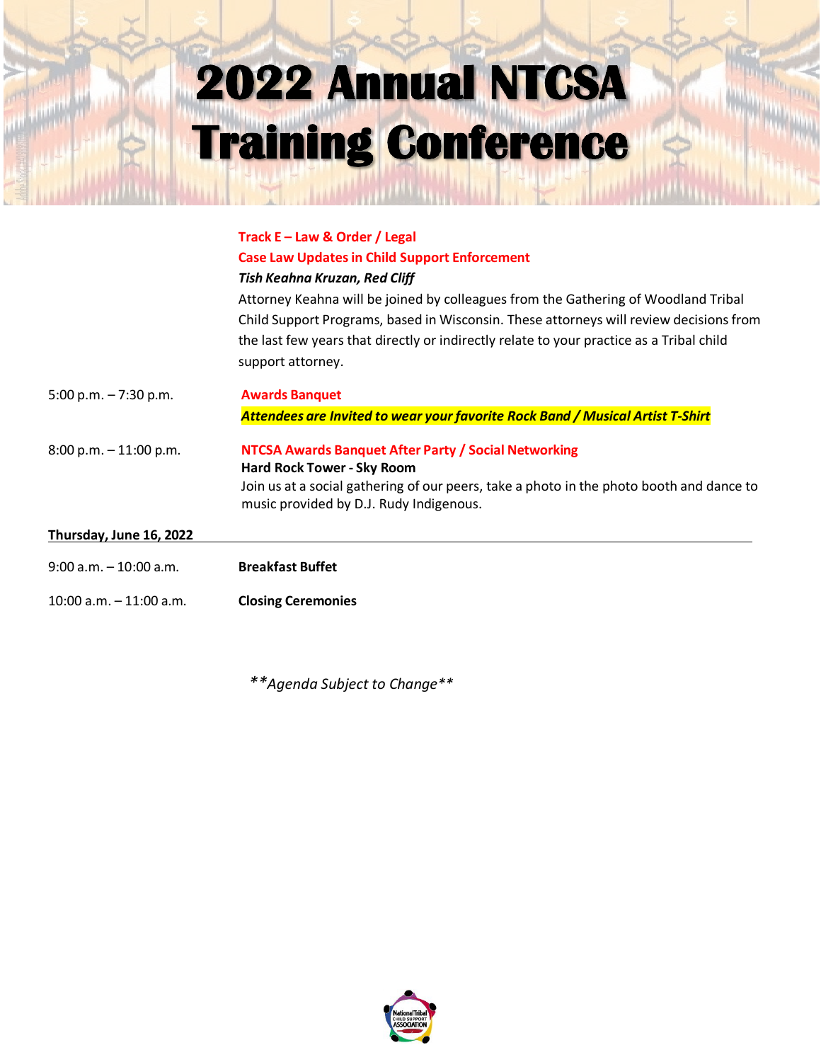# 2022 Annual NTCSA Training Conference

**Track E – Law & Order / Legal**
**Case Law Updates in Child Support Enforcement**
***Tish Keahna Kruzan, Red Cliff***
Attorney Keahna will be joined by colleagues from the Gathering of Woodland Tribal Child Support Programs, based in Wisconsin. These attorneys will review decisions from the last few years that directly or indirectly relate to your practice as a Tribal child support attorney.

5:00 p.m. – 7:30 p.m. **Awards Banquet**
***Attendees are Invited to wear your favorite Rock Band / Musical Artist T-Shirt***

8:00 p.m. – 11:00 p.m. **NTCSA Awards Banquet After Party / Social Networking**
**Hard Rock Tower - Sky Room**
Join us at a social gathering of our peers, take a photo in the photo booth and dance to music provided by D.J. Rudy Indigenous.

**Thursday, June 16, 2022**

9:00 a.m. – 10:00 a.m. **Breakfast Buffet**

10:00 a.m. – 11:00 a.m. **Closing Ceremonies**

*\*\*Agenda Subject to Change\*\**

National Tribal Child Support Association